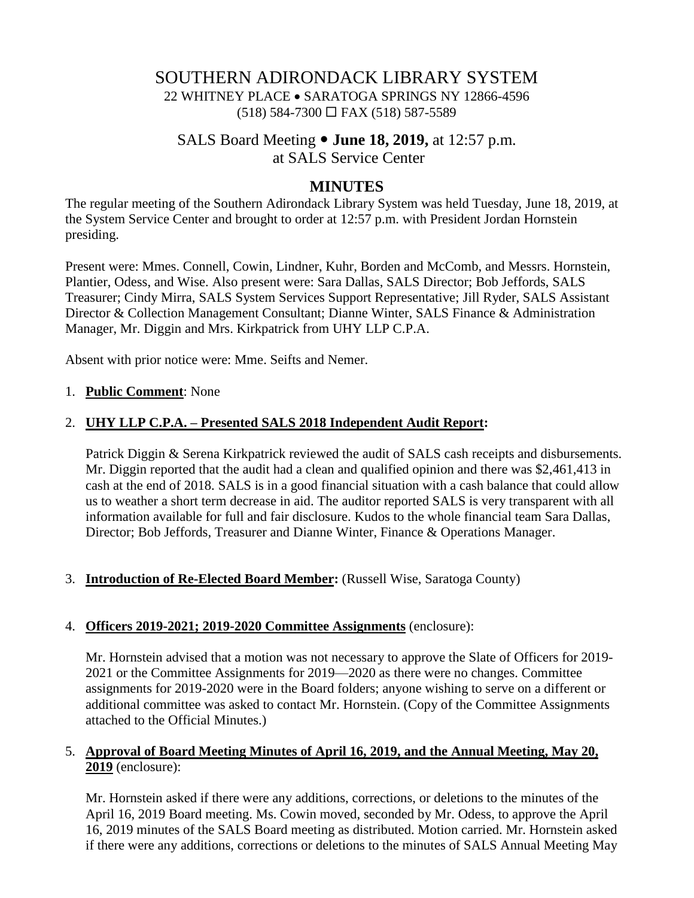# SOUTHERN ADIRONDACK LIBRARY SYSTEM

22 WHITNEY PLACE • SARATOGA SPRINGS NY 12866-4596
(518) 584-7300 ☐ FAX (518) 587-5589

## SALS Board Meeting • **June 18, 2019,** at 12:57 p.m. at SALS Service Center

## MINUTES

The regular meeting of the Southern Adirondack Library System was held Tuesday, June 18, 2019, at the System Service Center and brought to order at 12:57 p.m. with President Jordan Hornstein presiding.

Present were: Mmes. Connell, Cowin, Lindner, Kuhr, Borden and McComb, and Messrs. Hornstein, Plantier, Odess, and Wise. Also present were: Sara Dallas, SALS Director; Bob Jeffords, SALS Treasurer; Cindy Mirra, SALS System Services Support Representative; Jill Ryder, SALS Assistant Director & Collection Management Consultant; Dianne Winter, SALS Finance & Administration Manager, Mr. Diggin and Mrs. Kirkpatrick from UHY LLP C.P.A.

Absent with prior notice were: Mme. Seifts and Nemer.

1. **Public Comment**: None

2. **UHY LLP C.P.A. – Presented SALS 2018 Independent Audit Report:**

   Patrick Diggin & Serena Kirkpatrick reviewed the audit of SALS cash receipts and disbursements. Mr. Diggin reported that the audit had a clean and qualified opinion and there was $2,461,413 in cash at the end of 2018. SALS is in a good financial situation with a cash balance that could allow us to weather a short term decrease in aid. The auditor reported SALS is very transparent with all information available for full and fair disclosure. Kudos to the whole financial team Sara Dallas, Director; Bob Jeffords, Treasurer and Dianne Winter, Finance & Operations Manager.

3. **Introduction of Re-Elected Board Member:** (Russell Wise, Saratoga County)

4. **Officers 2019-2021; 2019-2020 Committee Assignments** (enclosure):

   Mr. Hornstein advised that a motion was not necessary to approve the Slate of Officers for 2019-2021 or the Committee Assignments for 2019—2020 as there were no changes. Committee assignments for 2019-2020 were in the Board folders; anyone wishing to serve on a different or additional committee was asked to contact Mr. Hornstein. (Copy of the Committee Assignments attached to the Official Minutes.)

5. **Approval of Board Meeting Minutes of April 16, 2019, and the Annual Meeting, May 20, 2019** (enclosure):

   Mr. Hornstein asked if there were any additions, corrections, or deletions to the minutes of the April 16, 2019 Board meeting. Ms. Cowin moved, seconded by Mr. Odess, to approve the April 16, 2019 minutes of the SALS Board meeting as distributed. Motion carried. Mr. Hornstein asked if there were any additions, corrections or deletions to the minutes of SALS Annual Meeting May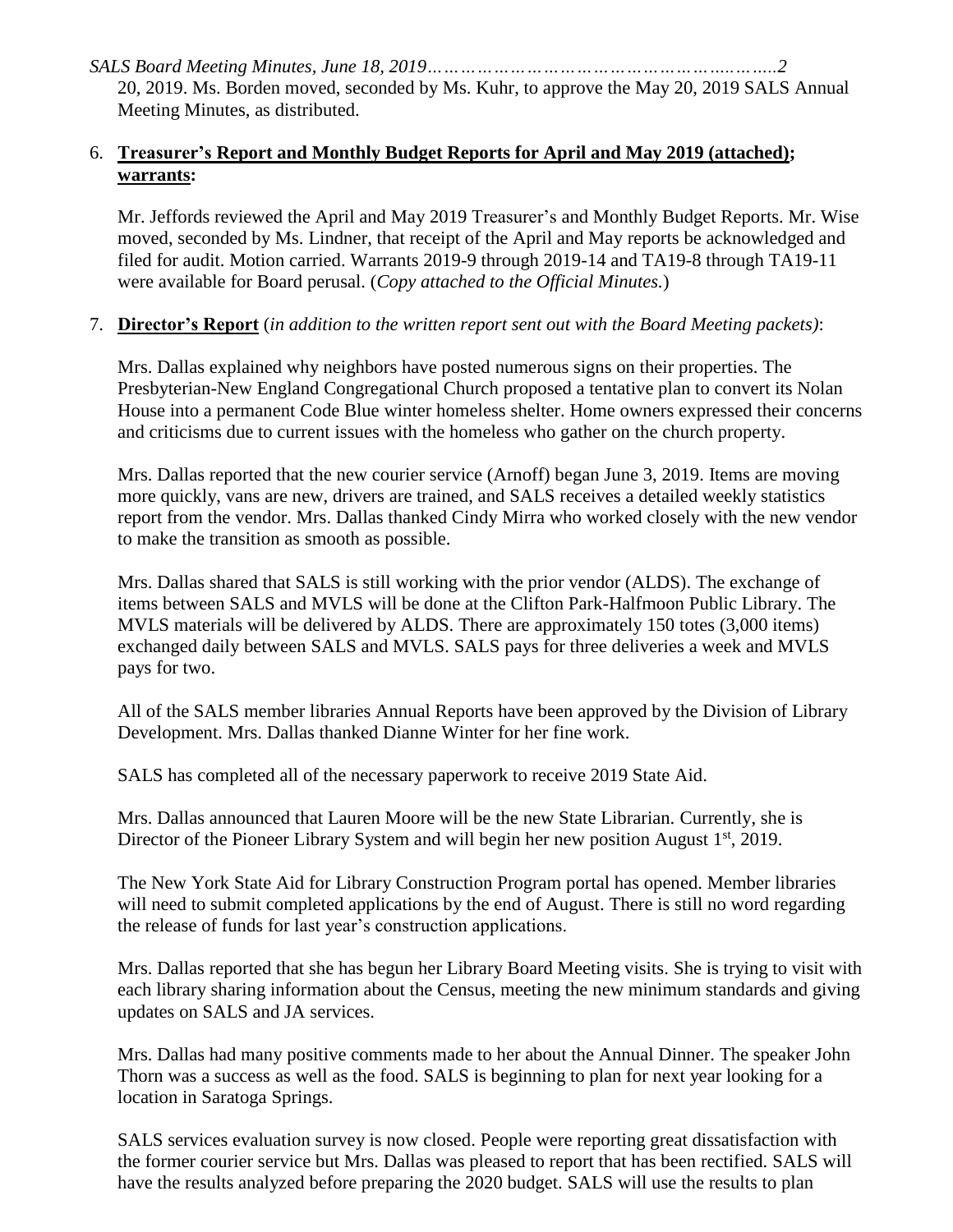20, 2019. Ms. Borden moved, seconded by Ms. Kuhr, to approve the May 20, 2019 SALS Annual Meeting Minutes, as distributed.

6. **Treasurer's Report and Monthly Budget Reports for April and May 2019 (attached); warrants:**

   Mr. Jeffords reviewed the April and May 2019 Treasurer's and Monthly Budget Reports. Mr. Wise moved, seconded by Ms. Lindner, that receipt of the April and May reports be acknowledged and filed for audit. Motion carried. Warrants 2019-9 through 2019-14 and TA19-8 through TA19-11 were available for Board perusal. (*Copy attached to the Official Minutes.*)

7. **Director's Report** (*in addition to the written report sent out with the Board Meeting packets)*:

   Mrs. Dallas explained why neighbors have posted numerous signs on their properties. The Presbyterian-New England Congregational Church proposed a tentative plan to convert its Nolan House into a permanent Code Blue winter homeless shelter. Home owners expressed their concerns and criticisms due to current issues with the homeless who gather on the church property.

   Mrs. Dallas reported that the new courier service (Arnoff) began June 3, 2019. Items are moving more quickly, vans are new, drivers are trained, and SALS receives a detailed weekly statistics report from the vendor. Mrs. Dallas thanked Cindy Mirra who worked closely with the new vendor to make the transition as smooth as possible.

   Mrs. Dallas shared that SALS is still working with the prior vendor (ALDS). The exchange of items between SALS and MVLS will be done at the Clifton Park-Halfmoon Public Library. The MVLS materials will be delivered by ALDS. There are approximately 150 totes (3,000 items) exchanged daily between SALS and MVLS. SALS pays for three deliveries a week and MVLS pays for two.

   All of the SALS member libraries Annual Reports have been approved by the Division of Library Development. Mrs. Dallas thanked Dianne Winter for her fine work.

   SALS has completed all of the necessary paperwork to receive 2019 State Aid.

   Mrs. Dallas announced that Lauren Moore will be the new State Librarian. Currently, she is Director of the Pioneer Library System and will begin her new position August 1st, 2019.

   The New York State Aid for Library Construction Program portal has opened. Member libraries will need to submit completed applications by the end of August. There is still no word regarding the release of funds for last year's construction applications.

   Mrs. Dallas reported that she has begun her Library Board Meeting visits. She is trying to visit with each library sharing information about the Census, meeting the new minimum standards and giving updates on SALS and JA services.

   Mrs. Dallas had many positive comments made to her about the Annual Dinner. The speaker John Thorn was a success as well as the food. SALS is beginning to plan for next year looking for a location in Saratoga Springs.

   SALS services evaluation survey is now closed. People were reporting great dissatisfaction with the former courier service but Mrs. Dallas was pleased to report that has been rectified. SALS will have the results analyzed before preparing the 2020 budget. SALS will use the results to plan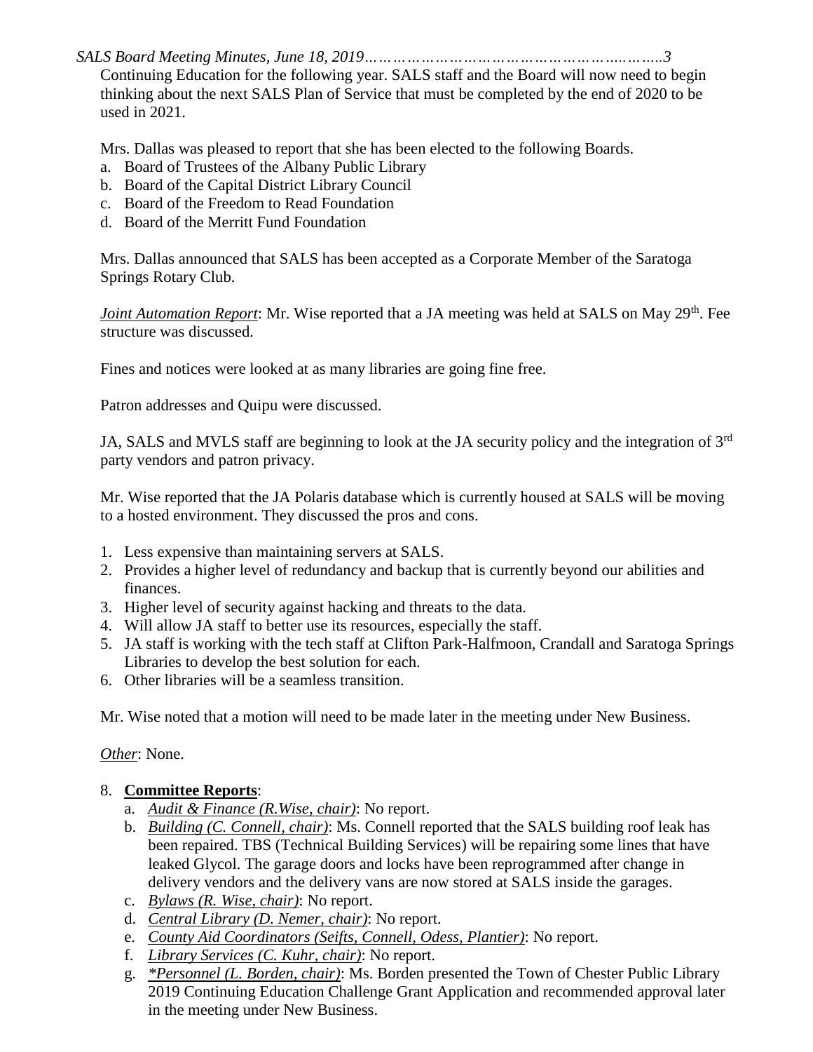Continuing Education for the following year. SALS staff and the Board will now need to begin thinking about the next SALS Plan of Service that must be completed by the end of 2020 to be used in 2021.

Mrs. Dallas was pleased to report that she has been elected to the following Boards.

a. Board of Trustees of the Albany Public Library
b. Board of the Capital District Library Council
c. Board of the Freedom to Read Foundation
d. Board of the Merritt Fund Foundation

Mrs. Dallas announced that SALS has been accepted as a Corporate Member of the Saratoga Springs Rotary Club.

*Joint Automation Report*: Mr. Wise reported that a JA meeting was held at SALS on May 29th. Fee structure was discussed.

Fines and notices were looked at as many libraries are going fine free.

Patron addresses and Quipu were discussed.

JA, SALS and MVLS staff are beginning to look at the JA security policy and the integration of 3rd party vendors and patron privacy.

Mr. Wise reported that the JA Polaris database which is currently housed at SALS will be moving to a hosted environment. They discussed the pros and cons.

1. Less expensive than maintaining servers at SALS.
2. Provides a higher level of redundancy and backup that is currently beyond our abilities and finances.
3. Higher level of security against hacking and threats to the data.
4. Will allow JA staff to better use its resources, especially the staff.
5. JA staff is working with the tech staff at Clifton Park-Halfmoon, Crandall and Saratoga Springs Libraries to develop the best solution for each.
6. Other libraries will be a seamless transition.

Mr. Wise noted that a motion will need to be made later in the meeting under New Business.

*Other*: None.

8. **Committee Reports**:
   a. *Audit & Finance (R.Wise, chair)*: No report.
   b. *Building (C. Connell, chair)*: Ms. Connell reported that the SALS building roof leak has been repaired. TBS (Technical Building Services) will be repairing some lines that have leaked Glycol. The garage doors and locks have been reprogrammed after change in delivery vendors and the delivery vans are now stored at SALS inside the garages.
   c. *Bylaws (R. Wise, chair)*: No report.
   d. *Central Library (D. Nemer, chair)*: No report.
   e. *County Aid Coordinators (Seifts, Connell, Odess, Plantier)*: No report.
   f. *Library Services (C. Kuhr, chair)*: No report.
   g. *\*Personnel (L. Borden, chair)*: Ms. Borden presented the Town of Chester Public Library 2019 Continuing Education Challenge Grant Application and recommended approval later in the meeting under New Business.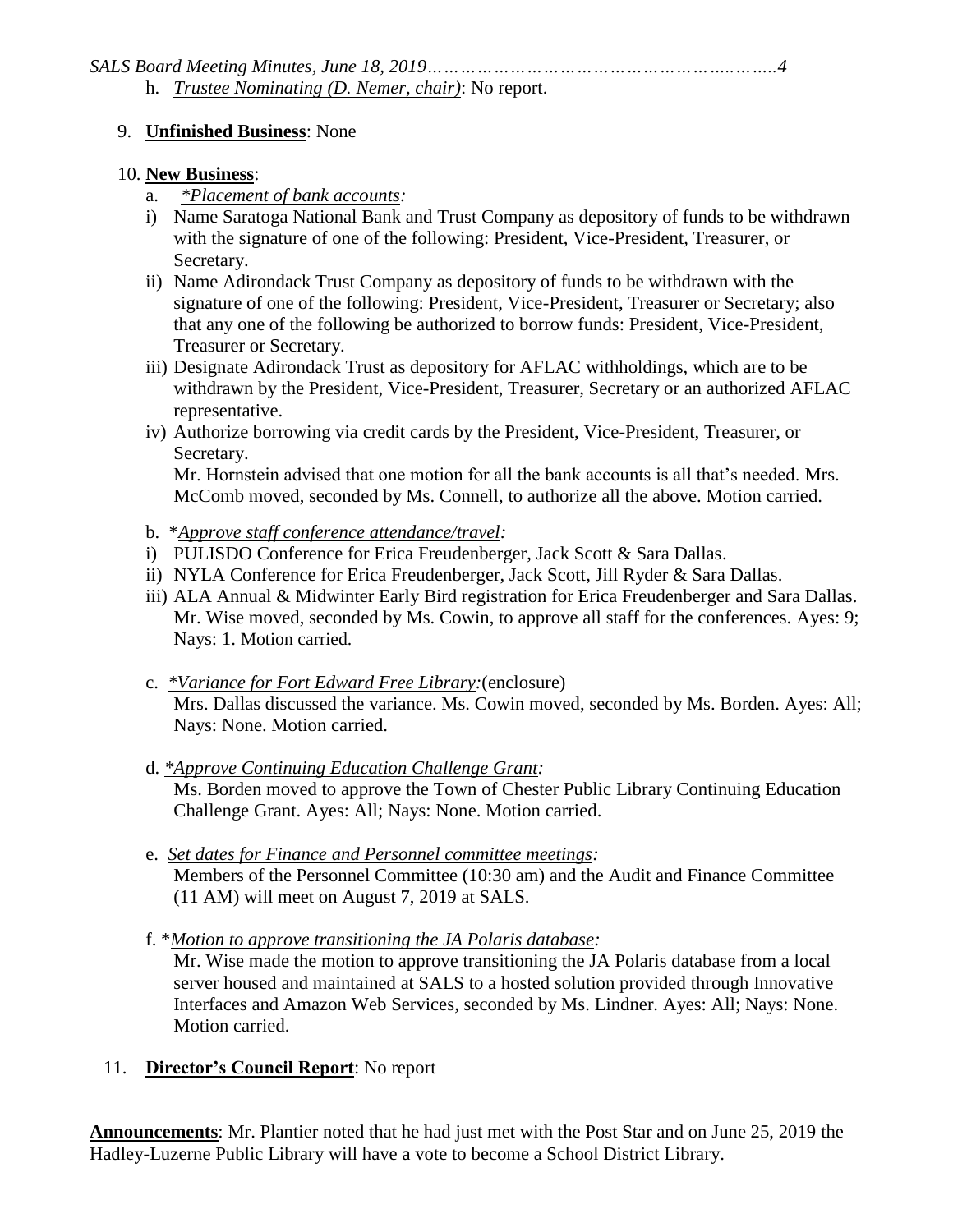h. *Trustee Nominating (D. Nemer, chair)*: No report.

9. **Unfinished Business**: None

10. **New Business**:
    a. *\*Placement of bank accounts:*
    i) Name Saratoga National Bank and Trust Company as depository of funds to be withdrawn with the signature of one of the following: President, Vice-President, Treasurer, or Secretary.
    ii) Name Adirondack Trust Company as depository of funds to be withdrawn with the signature of one of the following: President, Vice-President, Treasurer or Secretary; also that any one of the following be authorized to borrow funds: President, Vice-President, Treasurer or Secretary.
    iii) Designate Adirondack Trust as depository for AFLAC withholdings, which are to be withdrawn by the President, Vice-President, Treasurer, Secretary or an authorized AFLAC representative.
    iv) Authorize borrowing via credit cards by the President, Vice-President, Treasurer, or Secretary.
    Mr. Hornstein advised that one motion for all the bank accounts is all that's needed. Mrs. McComb moved, seconded by Ms. Connell, to authorize all the above. Motion carried.

    b. *\*Approve staff conference attendance/travel:*
    i) PULISDO Conference for Erica Freudenberger, Jack Scott & Sara Dallas.
    ii) NYLA Conference for Erica Freudenberger, Jack Scott, Jill Ryder & Sara Dallas.
    iii) ALA Annual & Midwinter Early Bird registration for Erica Freudenberger and Sara Dallas. Mr. Wise moved, seconded by Ms. Cowin, to approve all staff for the conferences. Ayes: 9; Nays: 1. Motion carried.

    c. *\*Variance for Fort Edward Free Library:*(enclosure)
    Mrs. Dallas discussed the variance. Ms. Cowin moved, seconded by Ms. Borden. Ayes: All; Nays: None. Motion carried.

    d. *\*Approve Continuing Education Challenge Grant:*
    Ms. Borden moved to approve the Town of Chester Public Library Continuing Education Challenge Grant. Ayes: All; Nays: None. Motion carried.

    e. *Set dates for Finance and Personnel committee meetings:*
    Members of the Personnel Committee (10:30 am) and the Audit and Finance Committee (11 AM) will meet on August 7, 2019 at SALS.

    f. *\*Motion to approve transitioning the JA Polaris database:*
    Mr. Wise made the motion to approve transitioning the JA Polaris database from a local server housed and maintained at SALS to a hosted solution provided through Innovative Interfaces and Amazon Web Services, seconded by Ms. Lindner. Ayes: All; Nays: None. Motion carried.

11. **Director's Council Report**: No report

**Announcements**: Mr. Plantier noted that he had just met with the Post Star and on June 25, 2019 the Hadley-Luzerne Public Library will have a vote to become a School District Library.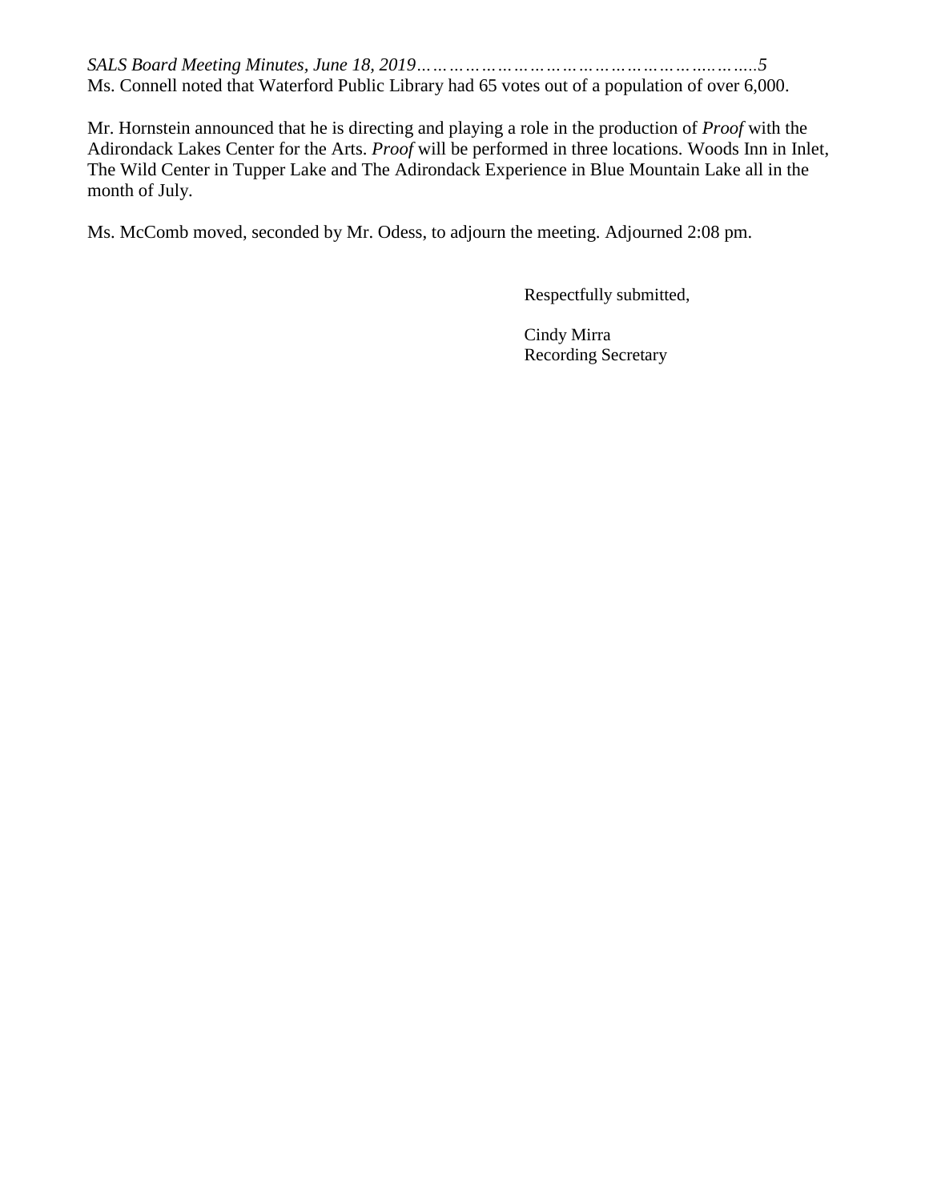Ms. Connell noted that Waterford Public Library had 65 votes out of a population of over 6,000.

Mr. Hornstein announced that he is directing and playing a role in the production of *Proof* with the Adirondack Lakes Center for the Arts. *Proof* will be performed in three locations. Woods Inn in Inlet, The Wild Center in Tupper Lake and The Adirondack Experience in Blue Mountain Lake all in the month of July.

Ms. McComb moved, seconded by Mr. Odess, to adjourn the meeting. Adjourned 2:08 pm.

Respectfully submitted,

Cindy Mirra
Recording Secretary